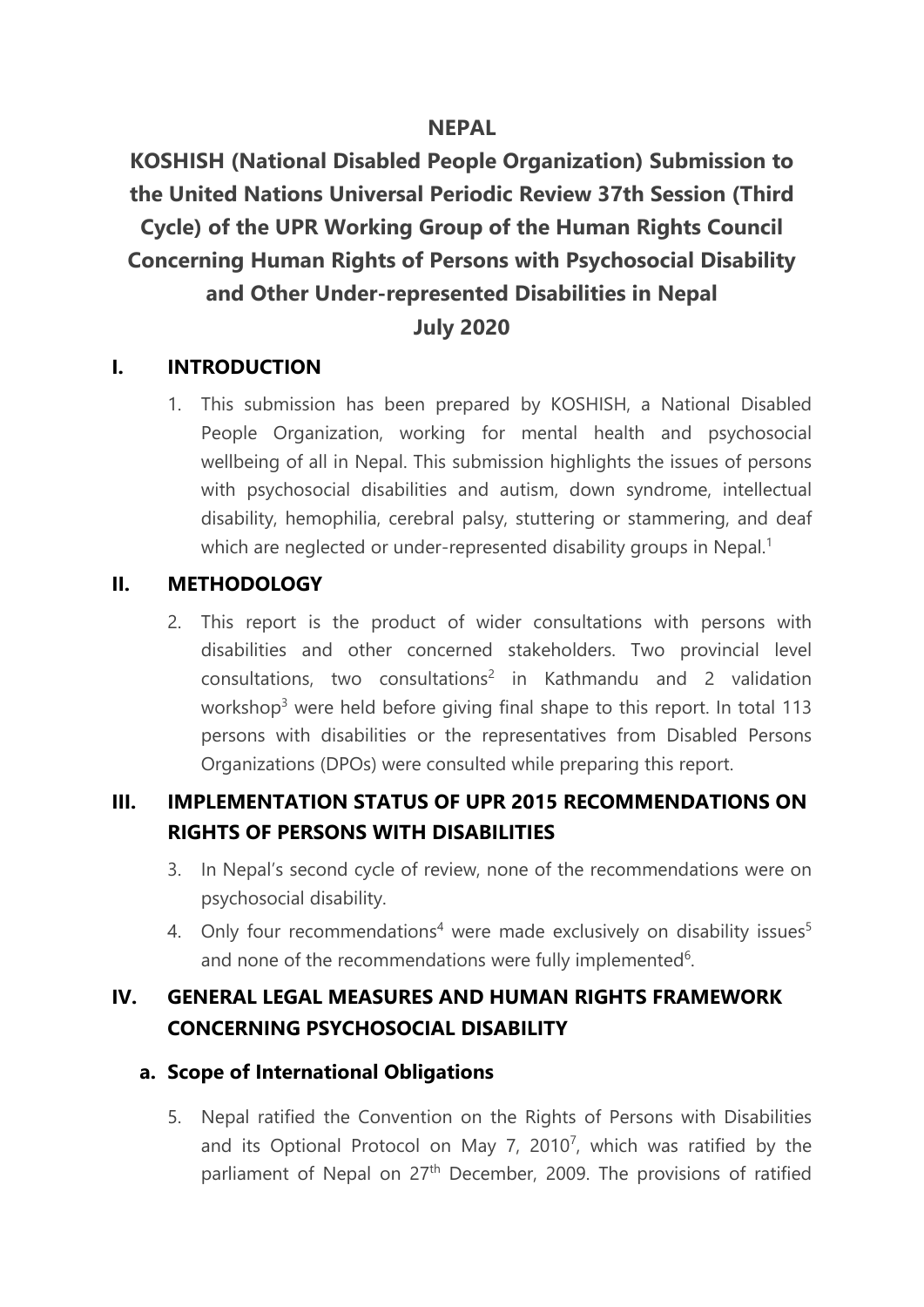# NEPAL

# KOSHISH (National Disabled People Organization) Submission to the United Nations Universal Periodic Review 37th Session (Third Cycle) of the UPR Working Group of the Human Rights Council Concerning Human Rights of Persons with Psychosocial Disability and Other Under-represented Disabilities in Nepal

**July 2020**

## I. INTRODUCTION

1. This submission has been prepared by KOSHISH, a National Disabled People Organization, working for mental health and psychosocial wellbeing of all in Nepal. This submission highlights the issues of persons with psychosocial disabilities and autism, down syndrome, intellectual disability, hemophilia, cerebral palsy, stuttering or stammering, and deaf which are neglected or under-represented disability groups in Nepal.[1]

## II. METHODOLOGY

2. This report is the product of wider consultations with persons with disabilities and other concerned stakeholders. Two provincial level consultations, two consultations[2] in Kathmandu and 2 validation workshop[3] were held before giving final shape to this report. In total 113 persons with disabilities or the representatives from Disabled Persons Organizations (DPOs) were consulted while preparing this report.

## III. IMPLEMENTATION STATUS OF UPR 2015 RECOMMENDATIONS ON RIGHTS OF PERSONS WITH DISABILITIES

3. In Nepal's second cycle of review, none of the recommendations were on psychosocial disability.
4. Only four recommendations[4] were made exclusively on disability issues[5] and none of the recommendations were fully implemented[6].

## IV. GENERAL LEGAL MEASURES AND HUMAN RIGHTS FRAMEWORK CONCERNING PSYCHOSOCIAL DISABILITY

### a. Scope of International Obligations

5. Nepal ratified the Convention on the Rights of Persons with Disabilities and its Optional Protocol on May 7, 2010[7], which was ratified by the parliament of Nepal on 27th December, 2009. The provisions of ratified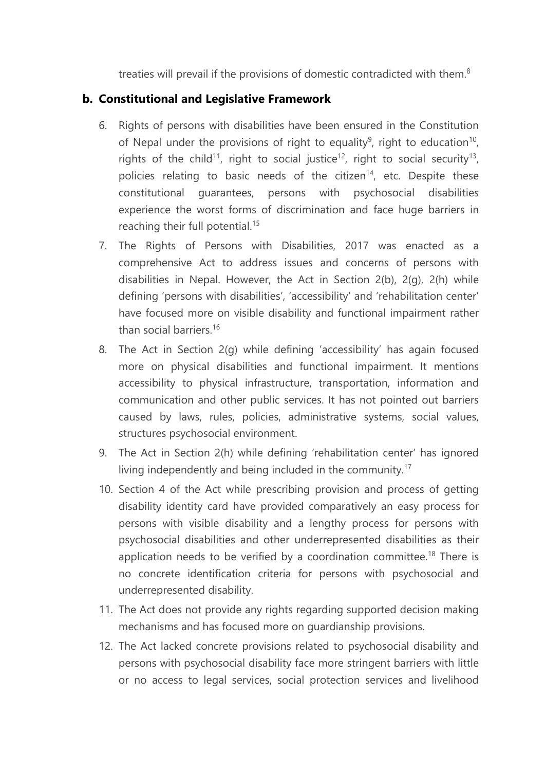treaties will prevail if the provisions of domestic contradicted with them.[8]

## b. Constitutional and Legislative Framework

6. Rights of persons with disabilities have been ensured in the Constitution of Nepal under the provisions of right to equality[9], right to education[10], rights of the child[11], right to social justice[12], right to social security[13], policies relating to basic needs of the citizen[14], etc. Despite these constitutional guarantees, persons with psychosocial disabilities experience the worst forms of discrimination and face huge barriers in reaching their full potential.[15]
7. The Rights of Persons with Disabilities, 2017 was enacted as a comprehensive Act to address issues and concerns of persons with disabilities in Nepal. However, the Act in Section 2(b), 2(g), 2(h) while defining 'persons with disabilities', 'accessibility' and 'rehabilitation center' have focused more on visible disability and functional impairment rather than social barriers.[16]
8. The Act in Section 2(g) while defining 'accessibility' has again focused more on physical disabilities and functional impairment. It mentions accessibility to physical infrastructure, transportation, information and communication and other public services. It has not pointed out barriers caused by laws, rules, policies, administrative systems, social values, structures psychosocial environment.
9. The Act in Section 2(h) while defining 'rehabilitation center' has ignored living independently and being included in the community.[17]
10. Section 4 of the Act while prescribing provision and process of getting disability identity card have provided comparatively an easy process for persons with visible disability and a lengthy process for persons with psychosocial disabilities and other underrepresented disabilities as their application needs to be verified by a coordination committee.[18] There is no concrete identification criteria for persons with psychosocial and underrepresented disability.
11. The Act does not provide any rights regarding supported decision making mechanisms and has focused more on guardianship provisions.
12. The Act lacked concrete provisions related to psychosocial disability and persons with psychosocial disability face more stringent barriers with little or no access to legal services, social protection services and livelihood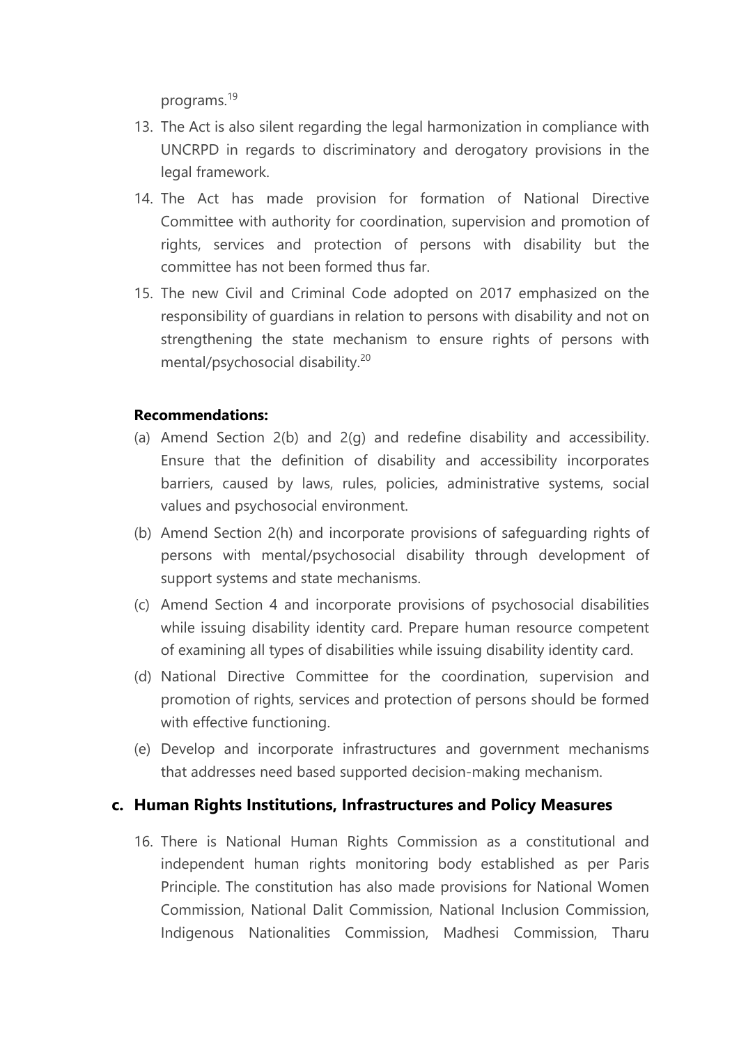programs.[19]

13. The Act is also silent regarding the legal harmonization in compliance with UNCRPD in regards to discriminatory and derogatory provisions in the legal framework.
14. The Act has made provision for formation of National Directive Committee with authority for coordination, supervision and promotion of rights, services and protection of persons with disability but the committee has not been formed thus far.
15. The new Civil and Criminal Code adopted on 2017 emphasized on the responsibility of guardians in relation to persons with disability and not on strengthening the state mechanism to ensure rights of persons with mental/psychosocial disability.[20]

**Recommendations:**

(a) Amend Section 2(b) and 2(g) and redefine disability and accessibility. Ensure that the definition of disability and accessibility incorporates barriers, caused by laws, rules, policies, administrative systems, social values and psychosocial environment.

(b) Amend Section 2(h) and incorporate provisions of safeguarding rights of persons with mental/psychosocial disability through development of support systems and state mechanisms.

(c) Amend Section 4 and incorporate provisions of psychosocial disabilities while issuing disability identity card. Prepare human resource competent of examining all types of disabilities while issuing disability identity card.

(d) National Directive Committee for the coordination, supervision and promotion of rights, services and protection of persons should be formed with effective functioning.

(e) Develop and incorporate infrastructures and government mechanisms that addresses need based supported decision-making mechanism.

## c. Human Rights Institutions, Infrastructures and Policy Measures

16. There is National Human Rights Commission as a constitutional and independent human rights monitoring body established as per Paris Principle. The constitution has also made provisions for National Women Commission, National Dalit Commission, National Inclusion Commission, Indigenous Nationalities Commission, Madhesi Commission, Tharu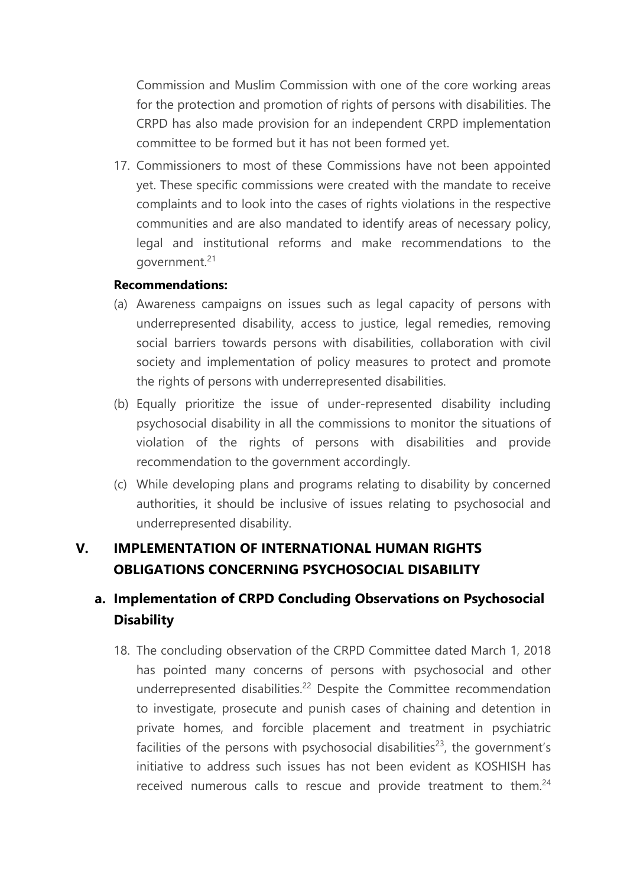Commission and Muslim Commission with one of the core working areas for the protection and promotion of rights of persons with disabilities. The CRPD has also made provision for an independent CRPD implementation committee to be formed but it has not been formed yet.

17. Commissioners to most of these Commissions have not been appointed yet. These specific commissions were created with the mandate to receive complaints and to look into the cases of rights violations in the respective communities and are also mandated to identify areas of necessary policy, legal and institutional reforms and make recommendations to the government.[21]

**Recommendations:**

(a) Awareness campaigns on issues such as legal capacity of persons with underrepresented disability, access to justice, legal remedies, removing social barriers towards persons with disabilities, collaboration with civil society and implementation of policy measures to protect and promote the rights of persons with underrepresented disabilities.

(b) Equally prioritize the issue of under-represented disability including psychosocial disability in all the commissions to monitor the situations of violation of the rights of persons with disabilities and provide recommendation to the government accordingly.

(c) While developing plans and programs relating to disability by concerned authorities, it should be inclusive of issues relating to psychosocial and underrepresented disability.

## V. IMPLEMENTATION OF INTERNATIONAL HUMAN RIGHTS OBLIGATIONS CONCERNING PSYCHOSOCIAL DISABILITY

### a. Implementation of CRPD Concluding Observations on Psychosocial Disability

18. The concluding observation of the CRPD Committee dated March 1, 2018 has pointed many concerns of persons with psychosocial and other underrepresented disabilities.[22] Despite the Committee recommendation to investigate, prosecute and punish cases of chaining and detention in private homes, and forcible placement and treatment in psychiatric facilities of the persons with psychosocial disabilities[23], the government's initiative to address such issues has not been evident as KOSHISH has received numerous calls to rescue and provide treatment to them.[24]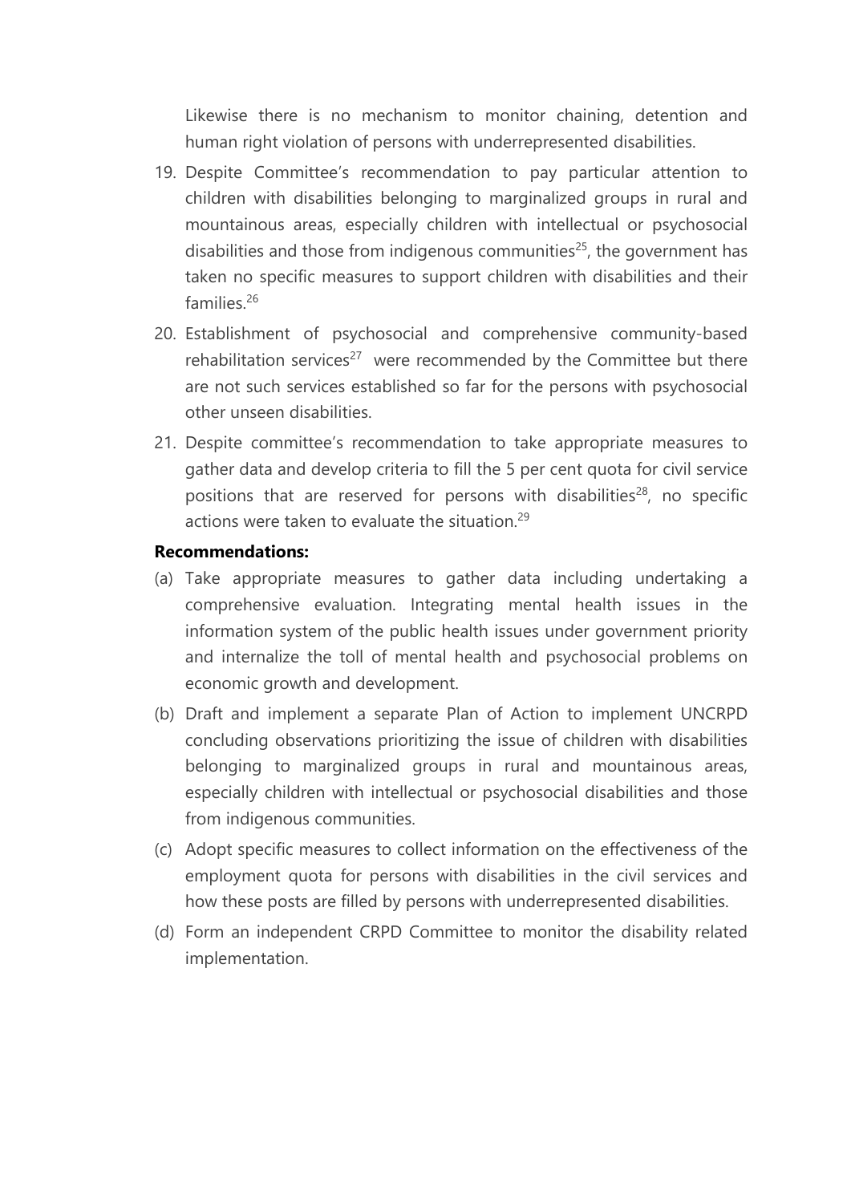Likewise there is no mechanism to monitor chaining, detention and human right violation of persons with underrepresented disabilities.

19. Despite Committee's recommendation to pay particular attention to children with disabilities belonging to marginalized groups in rural and mountainous areas, especially children with intellectual or psychosocial disabilities and those from indigenous communities[25], the government has taken no specific measures to support children with disabilities and their families.[26]

20. Establishment of psychosocial and comprehensive community-based rehabilitation services[27] were recommended by the Committee but there are not such services established so far for the persons with psychosocial other unseen disabilities.

21. Despite committee's recommendation to take appropriate measures to gather data and develop criteria to fill the 5 per cent quota for civil service positions that are reserved for persons with disabilities[28], no specific actions were taken to evaluate the situation.[29]

**Recommendations:**

(a) Take appropriate measures to gather data including undertaking a comprehensive evaluation. Integrating mental health issues in the information system of the public health issues under government priority and internalize the toll of mental health and psychosocial problems on economic growth and development.

(b) Draft and implement a separate Plan of Action to implement UNCRPD concluding observations prioritizing the issue of children with disabilities belonging to marginalized groups in rural and mountainous areas, especially children with intellectual or psychosocial disabilities and those from indigenous communities.

(c) Adopt specific measures to collect information on the effectiveness of the employment quota for persons with disabilities in the civil services and how these posts are filled by persons with underrepresented disabilities.

(d) Form an independent CRPD Committee to monitor the disability related implementation.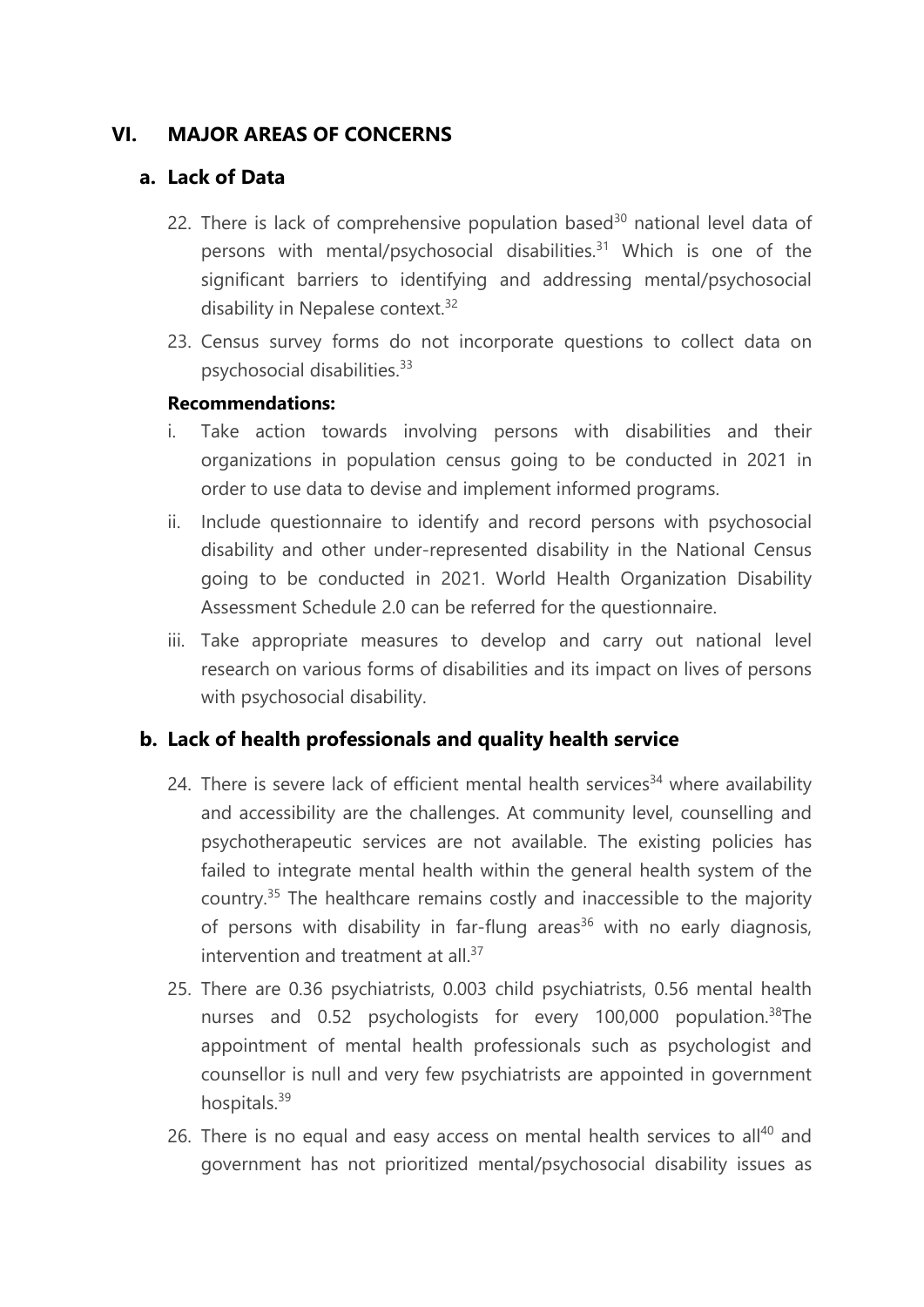## VI. MAJOR AREAS OF CONCERNS

### a. Lack of Data

22. There is lack of comprehensive population based[30] national level data of persons with mental/psychosocial disabilities.[31] Which is one of the significant barriers to identifying and addressing mental/psychosocial disability in Nepalese context.[32]

23. Census survey forms do not incorporate questions to collect data on psychosocial disabilities.[33]

**Recommendations:**

i. Take action towards involving persons with disabilities and their organizations in population census going to be conducted in 2021 in order to use data to devise and implement informed programs.

ii. Include questionnaire to identify and record persons with psychosocial disability and other under-represented disability in the National Census going to be conducted in 2021. World Health Organization Disability Assessment Schedule 2.0 can be referred for the questionnaire.

iii. Take appropriate measures to develop and carry out national level research on various forms of disabilities and its impact on lives of persons with psychosocial disability.

### b. Lack of health professionals and quality health service

24. There is severe lack of efficient mental health services[34] where availability and accessibility are the challenges. At community level, counselling and psychotherapeutic services are not available. The existing policies has failed to integrate mental health within the general health system of the country.[35] The healthcare remains costly and inaccessible to the majority of persons with disability in far-flung areas[36] with no early diagnosis, intervention and treatment at all.[37]

25. There are 0.36 psychiatrists, 0.003 child psychiatrists, 0.56 mental health nurses and 0.52 psychologists for every 100,000 population.[38]The appointment of mental health professionals such as psychologist and counsellor is null and very few psychiatrists are appointed in government hospitals.[39]

26. There is no equal and easy access on mental health services to all[40] and government has not prioritized mental/psychosocial disability issues as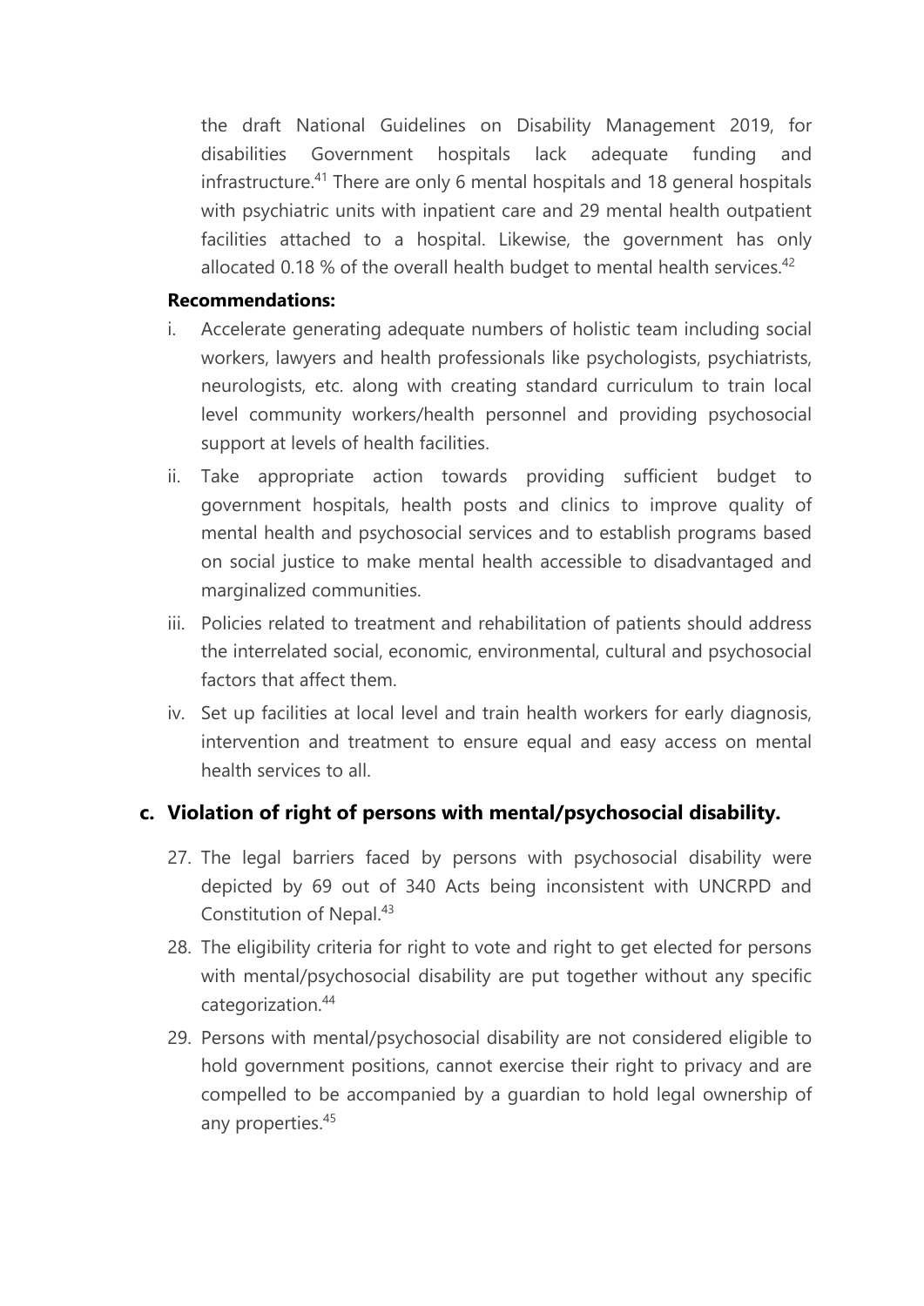the draft National Guidelines on Disability Management 2019, for disabilities Government hospitals lack adequate funding and infrastructure.[41] There are only 6 mental hospitals and 18 general hospitals with psychiatric units with inpatient care and 29 mental health outpatient facilities attached to a hospital. Likewise, the government has only allocated 0.18 % of the overall health budget to mental health services.[42]

**Recommendations:**

i. Accelerate generating adequate numbers of holistic team including social workers, lawyers and health professionals like psychologists, psychiatrists, neurologists, etc. along with creating standard curriculum to train local level community workers/health personnel and providing psychosocial support at levels of health facilities.

ii. Take appropriate action towards providing sufficient budget to government hospitals, health posts and clinics to improve quality of mental health and psychosocial services and to establish programs based on social justice to make mental health accessible to disadvantaged and marginalized communities.

iii. Policies related to treatment and rehabilitation of patients should address the interrelated social, economic, environmental, cultural and psychosocial factors that affect them.

iv. Set up facilities at local level and train health workers for early diagnosis, intervention and treatment to ensure equal and easy access on mental health services to all.

## c. Violation of right of persons with mental/psychosocial disability.

27. The legal barriers faced by persons with psychosocial disability were depicted by 69 out of 340 Acts being inconsistent with UNCRPD and Constitution of Nepal.[43]

28. The eligibility criteria for right to vote and right to get elected for persons with mental/psychosocial disability are put together without any specific categorization.[44]

29. Persons with mental/psychosocial disability are not considered eligible to hold government positions, cannot exercise their right to privacy and are compelled to be accompanied by a guardian to hold legal ownership of any properties.[45]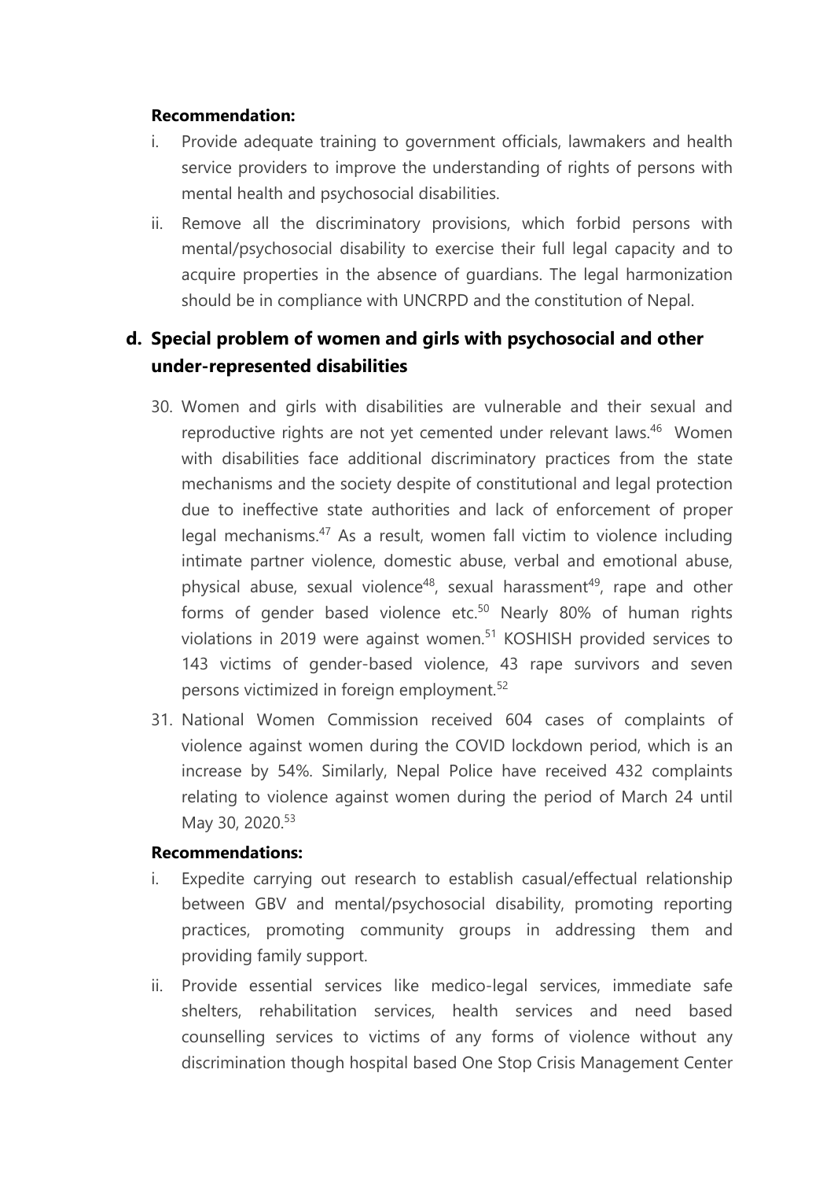**Recommendation:**

i. Provide adequate training to government officials, lawmakers and health service providers to improve the understanding of rights of persons with mental health and psychosocial disabilities.

ii. Remove all the discriminatory provisions, which forbid persons with mental/psychosocial disability to exercise their full legal capacity and to acquire properties in the absence of guardians. The legal harmonization should be in compliance with UNCRPD and the constitution of Nepal.

## d. Special problem of women and girls with psychosocial and other under-represented disabilities

30. Women and girls with disabilities are vulnerable and their sexual and reproductive rights are not yet cemented under relevant laws.[46] Women with disabilities face additional discriminatory practices from the state mechanisms and the society despite of constitutional and legal protection due to ineffective state authorities and lack of enforcement of proper legal mechanisms.[47] As a result, women fall victim to violence including intimate partner violence, domestic abuse, verbal and emotional abuse, physical abuse, sexual violence[48], sexual harassment[49], rape and other forms of gender based violence etc.[50] Nearly 80% of human rights violations in 2019 were against women.[51] KOSHISH provided services to 143 victims of gender-based violence, 43 rape survivors and seven persons victimized in foreign employment.[52]

31. National Women Commission received 604 cases of complaints of violence against women during the COVID lockdown period, which is an increase by 54%. Similarly, Nepal Police have received 432 complaints relating to violence against women during the period of March 24 until May 30, 2020.[53]

**Recommendations:**

i. Expedite carrying out research to establish casual/effectual relationship between GBV and mental/psychosocial disability, promoting reporting practices, promoting community groups in addressing them and providing family support.

ii. Provide essential services like medico-legal services, immediate safe shelters, rehabilitation services, health services and need based counselling services to victims of any forms of violence without any discrimination though hospital based One Stop Crisis Management Center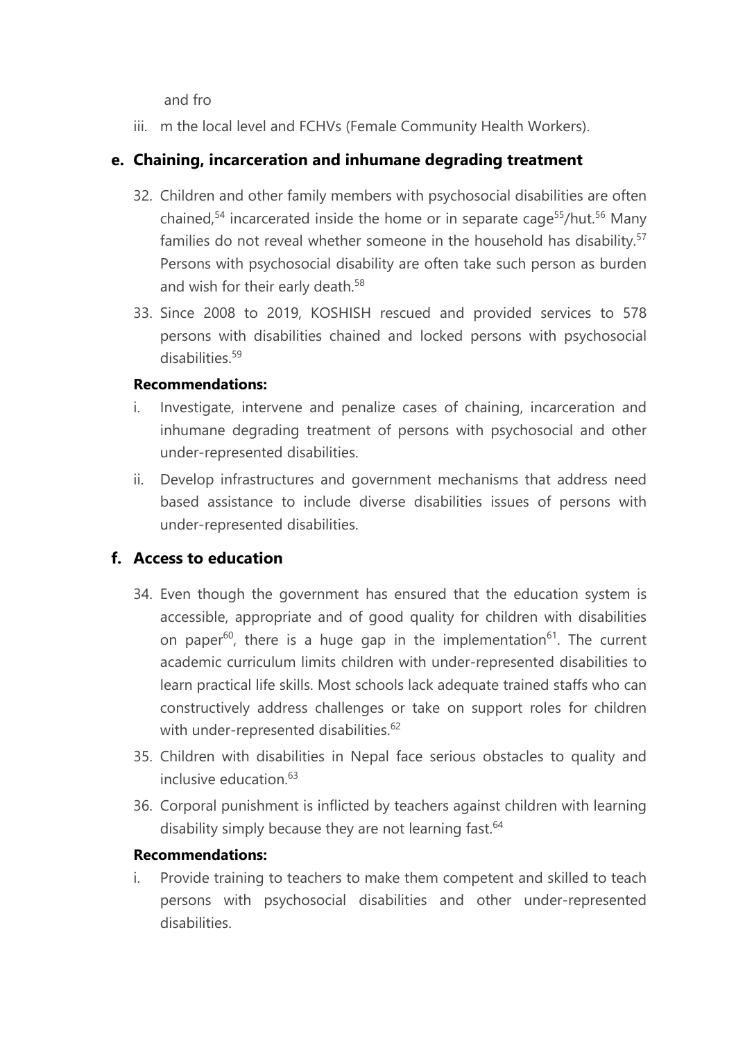and fro

iii. m the local level and FCHVs (Female Community Health Workers).

### e. Chaining, incarceration and inhumane degrading treatment

32. Children and other family members with psychosocial disabilities are often chained,[54] incarcerated inside the home or in separate cage[55]/hut.[56] Many families do not reveal whether someone in the household has disability.[57] Persons with psychosocial disability are often take such person as burden and wish for their early death.[58]
33. Since 2008 to 2019, KOSHISH rescued and provided services to 578 persons with disabilities chained and locked persons with psychosocial disabilities.[59]

**Recommendations:**

i. Investigate, intervene and penalize cases of chaining, incarceration and inhumane degrading treatment of persons with psychosocial and other under-represented disabilities.

ii. Develop infrastructures and government mechanisms that address need based assistance to include diverse disabilities issues of persons with under-represented disabilities.

### f. Access to education

34. Even though the government has ensured that the education system is accessible, appropriate and of good quality for children with disabilities on paper[60], there is a huge gap in the implementation[61]. The current academic curriculum limits children with under-represented disabilities to learn practical life skills. Most schools lack adequate trained staffs who can constructively address challenges or take on support roles for children with under-represented disabilities.[62]
35. Children with disabilities in Nepal face serious obstacles to quality and inclusive education.[63]
36. Corporal punishment is inflicted by teachers against children with learning disability simply because they are not learning fast.[64]

**Recommendations:**

i. Provide training to teachers to make them competent and skilled to teach persons with psychosocial disabilities and other under-represented disabilities.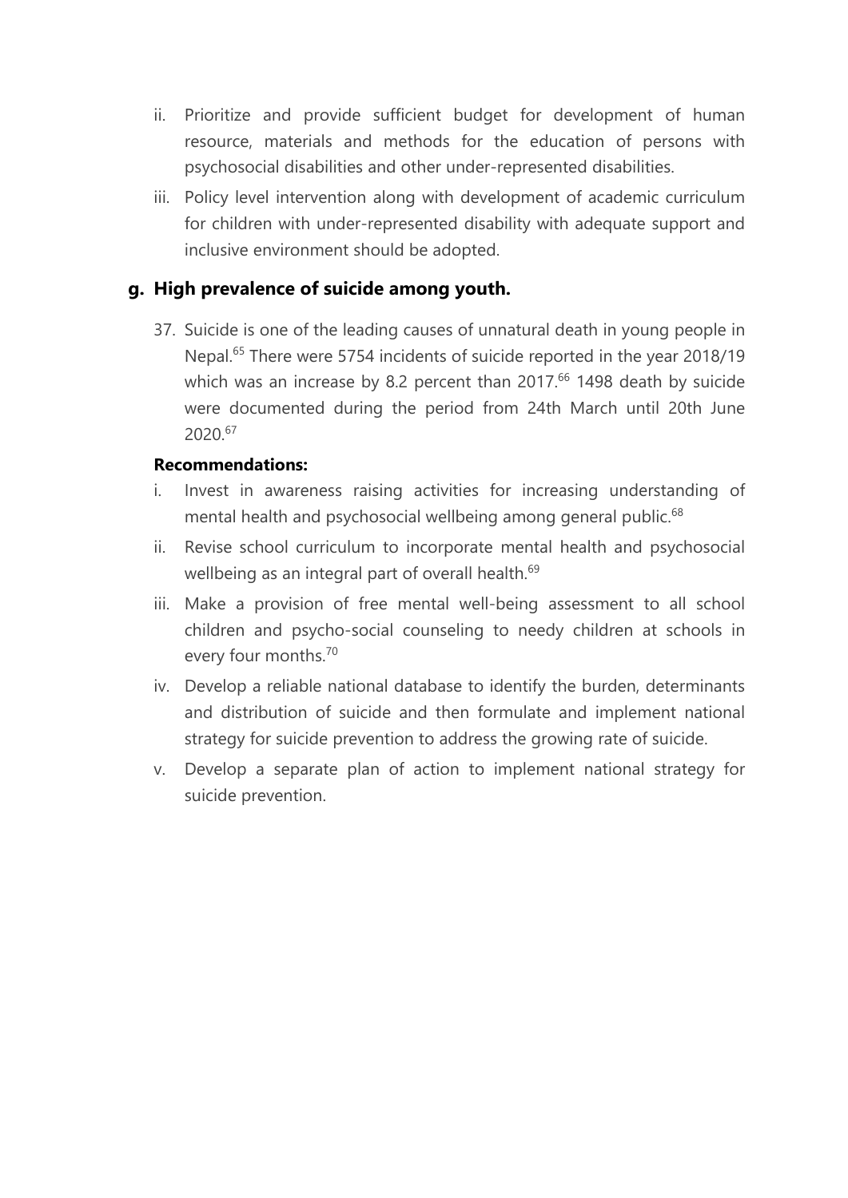ii. Prioritize and provide sufficient budget for development of human resource, materials and methods for the education of persons with psychosocial disabilities and other under-represented disabilities.

iii. Policy level intervention along with development of academic curriculum for children with under-represented disability with adequate support and inclusive environment should be adopted.

## g. High prevalence of suicide among youth.

37. Suicide is one of the leading causes of unnatural death in young people in Nepal.[65] There were 5754 incidents of suicide reported in the year 2018/19 which was an increase by 8.2 percent than 2017.[66] 1498 death by suicide were documented during the period from 24th March until 20th June 2020.[67]

**Recommendations:**

i. Invest in awareness raising activities for increasing understanding of mental health and psychosocial wellbeing among general public.[68]

ii. Revise school curriculum to incorporate mental health and psychosocial wellbeing as an integral part of overall health.[69]

iii. Make a provision of free mental well-being assessment to all school children and psycho-social counseling to needy children at schools in every four months.[70]

iv. Develop a reliable national database to identify the burden, determinants and distribution of suicide and then formulate and implement national strategy for suicide prevention to address the growing rate of suicide.

v. Develop a separate plan of action to implement national strategy for suicide prevention.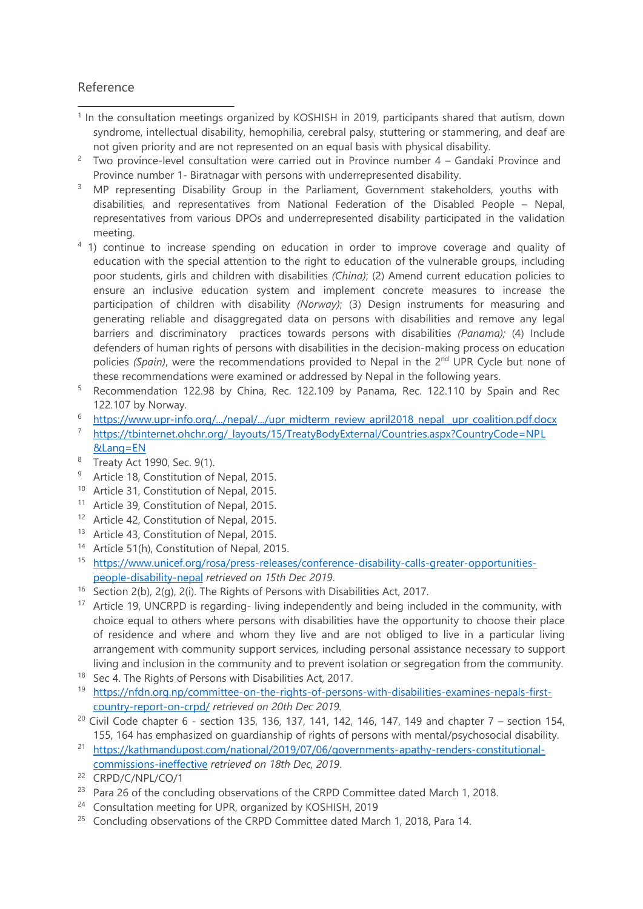## Reference

[1] In the consultation meetings organized by KOSHISH in 2019, participants shared that autism, down syndrome, intellectual disability, hemophilia, cerebral palsy, stuttering or stammering, and deaf are not given priority and are not represented on an equal basis with physical disability.

[2] Two province-level consultation were carried out in Province number 4 – Gandaki Province and Province number 1- Biratnagar with persons with underrepresented disability.

[3] MP representing Disability Group in the Parliament, Government stakeholders, youths with disabilities, and representatives from National Federation of the Disabled People – Nepal, representatives from various DPOs and underrepresented disability participated in the validation meeting.

[4] 1) continue to increase spending on education in order to improve coverage and quality of education with the special attention to the right to education of the vulnerable groups, including poor students, girls and children with disabilities *(China)*; (2) Amend current education policies to ensure an inclusive education system and implement concrete measures to increase the participation of children with disability *(Norway)*; (3) Design instruments for measuring and generating reliable and disaggregated data on persons with disabilities and remove any legal barriers and discriminatory practices towards persons with disabilities *(Panama);* (4) Include defenders of human rights of persons with disabilities in the decision-making process on education policies *(Spain)*, were the recommendations provided to Nepal in the 2nd UPR Cycle but none of these recommendations were examined or addressed by Nepal in the following years.

[5] Recommendation 122.98 by China, Rec. 122.109 by Panama, Rec. 122.110 by Spain and Rec 122.107 by Norway.

[6] https://www.upr-info.org/.../nepal/.../upr_midterm_review_april2018_nepal _upr_coalition.pdf.docx

[7] https://tbinternet.ohchr.org/_layouts/15/TreatyBodyExternal/Countries.aspx?CountryCode=NPL&Lang=EN

[8] Treaty Act 1990, Sec. 9(1).

[9] Article 18, Constitution of Nepal, 2015.

[10] Article 31, Constitution of Nepal, 2015.

[11] Article 39, Constitution of Nepal, 2015.

[12] Article 42, Constitution of Nepal, 2015.

[13] Article 43, Constitution of Nepal, 2015.

[14] Article 51(h), Constitution of Nepal, 2015.

[15] https://www.unicef.org/rosa/press-releases/conference-disability-calls-greater-opportunities-people-disability-nepal *retrieved on 15th Dec 2019*.

[16] Section 2(b), 2(g), 2(i). The Rights of Persons with Disabilities Act, 2017.

[17] Article 19, UNCRPD is regarding- living independently and being included in the community, with choice equal to others where persons with disabilities have the opportunity to choose their place of residence and where and whom they live and are not obliged to live in a particular living arrangement with community support services, including personal assistance necessary to support living and inclusion in the community and to prevent isolation or segregation from the community.

[18] Sec 4. The Rights of Persons with Disabilities Act, 2017.

[19] https://nfdn.org.np/committee-on-the-rights-of-persons-with-disabilities-examines-nepals-first-country-report-on-crpd/ *retrieved on 20th Dec 2019*.

[20] Civil Code chapter 6 - section 135, 136, 137, 141, 142, 146, 147, 149 and chapter 7 – section 154, 155, 164 has emphasized on guardianship of rights of persons with mental/psychosocial disability.

[21] https://kathmandupost.com/national/2019/07/06/governments-apathy-renders-constitutional-commissions-ineffective *retrieved on 18th Dec, 2019*.

[22] CRPD/C/NPL/CO/1

[23] Para 26 of the concluding observations of the CRPD Committee dated March 1, 2018.

[24] Consultation meeting for UPR, organized by KOSHISH, 2019

[25] Concluding observations of the CRPD Committee dated March 1, 2018, Para 14.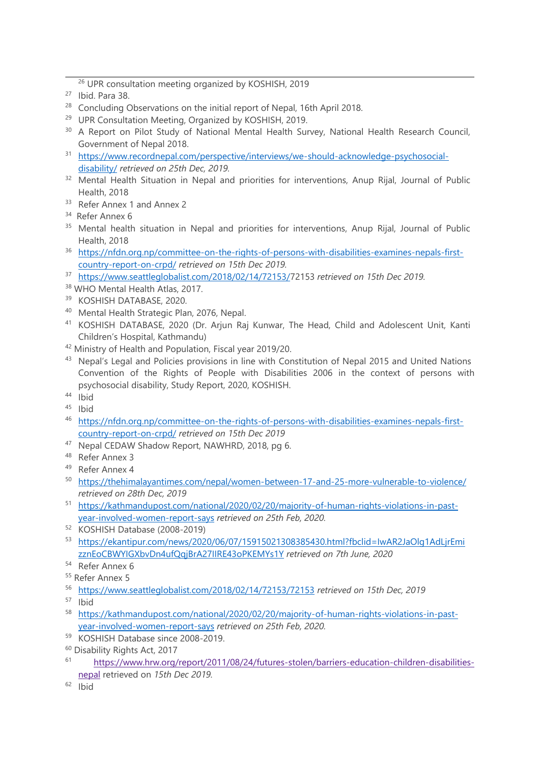[26] UPR consultation meeting organized by KOSHISH, 2019

[27] Ibid. Para 38.

[28] Concluding Observations on the initial report of Nepal, 16th April 2018.

[29] UPR Consultation Meeting, Organized by KOSHISH, 2019.

[30] A Report on Pilot Study of National Mental Health Survey, National Health Research Council, Government of Nepal 2018.

[31] https://www.recordnepal.com/perspective/interviews/we-should-acknowledge-psychosocial-disability/ *retrieved on 25th Dec, 2019.*

[32] Mental Health Situation in Nepal and priorities for interventions, Anup Rijal, Journal of Public Health, 2018

[33] Refer Annex 1 and Annex 2

[34] Refer Annex 6

[35] Mental health situation in Nepal and priorities for interventions, Anup Rijal, Journal of Public Health, 2018

[36] https://nfdn.org.np/committee-on-the-rights-of-persons-with-disabilities-examines-nepals-first-country-report-on-crpd/ *retrieved on 15th Dec 2019.*

[37] https://www.seattleglobalist.com/2018/02/14/72153/72153 *retrieved on 15th Dec 2019.*

[38] WHO Mental Health Atlas, 2017.

[39] KOSHISH DATABASE, 2020.

[40] Mental Health Strategic Plan, 2076, Nepal.

[41] KOSHISH DATABASE, 2020 (Dr. Arjun Raj Kunwar, The Head, Child and Adolescent Unit, Kanti Children's Hospital, Kathmandu)

[42] Ministry of Health and Population, Fiscal year 2019/20.

[43] Nepal's Legal and Policies provisions in line with Constitution of Nepal 2015 and United Nations Convention of the Rights of People with Disabilities 2006 in the context of persons with psychosocial disability, Study Report, 2020, KOSHISH.

[44] Ibid

[45] Ibid

[46] https://nfdn.org.np/committee-on-the-rights-of-persons-with-disabilities-examines-nepals-first-country-report-on-crpd/ *retrieved on 15th Dec 2019*

[47] Nepal CEDAW Shadow Report, NAWHRD, 2018, pg 6.

[48] Refer Annex 3

[49] Refer Annex 4

[50] https://thehimalayantimes.com/nepal/women-between-17-and-25-more-vulnerable-to-violence/ *retrieved on 28th Dec, 2019*

[51] https://kathmandupost.com/national/2020/02/20/majority-of-human-rights-violations-in-past-year-involved-women-report-says *retrieved on 25th Feb, 2020.*

[52] KOSHISH Database (2008-2019)

[53] https://ekantipur.com/news/2020/06/07/15915021308385430.html?fbclid=IwAR2JaOlg1AdLjrEmizznEoCBWYIGXbvDn4ufQqjBrA27IIRE43oPKEMYs1Y *retrieved on 7th June, 2020*

[54] Refer Annex 6

[55] Refer Annex 5

[56] https://www.seattleglobalist.com/2018/02/14/72153/72153 *retrieved on 15th Dec, 2019*

[57] Ibid

[58] https://kathmandupost.com/national/2020/02/20/majority-of-human-rights-violations-in-past-year-involved-women-report-says *retrieved on 25th Feb, 2020.*

[59] KOSHISH Database since 2008-2019.

[60] Disability Rights Act, 2017

[61] https://www.hrw.org/report/2011/08/24/futures-stolen/barriers-education-children-disabilities-nepal retrieved on *15th Dec 2019.*

[62] Ibid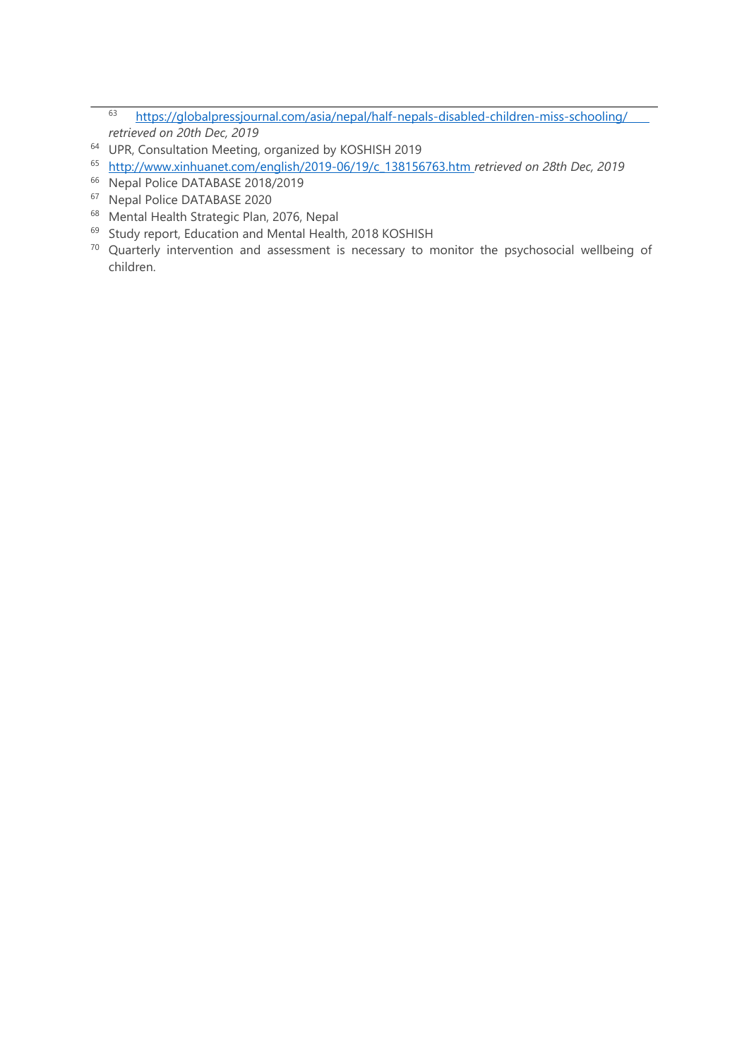[63] https://globalpressjournal.com/asia/nepal/half-nepals-disabled-children-miss-schooling/ *retrieved on 20th Dec, 2019*

[64] UPR, Consultation Meeting, organized by KOSHISH 2019

[65] http://www.xinhuanet.com/english/2019-06/19/c_138156763.htm *retrieved on 28th Dec, 2019*

[66] Nepal Police DATABASE 2018/2019

[67] Nepal Police DATABASE 2020

[68] Mental Health Strategic Plan, 2076, Nepal

[69] Study report, Education and Mental Health, 2018 KOSHISH

[70] Quarterly intervention and assessment is necessary to monitor the psychosocial wellbeing of children.